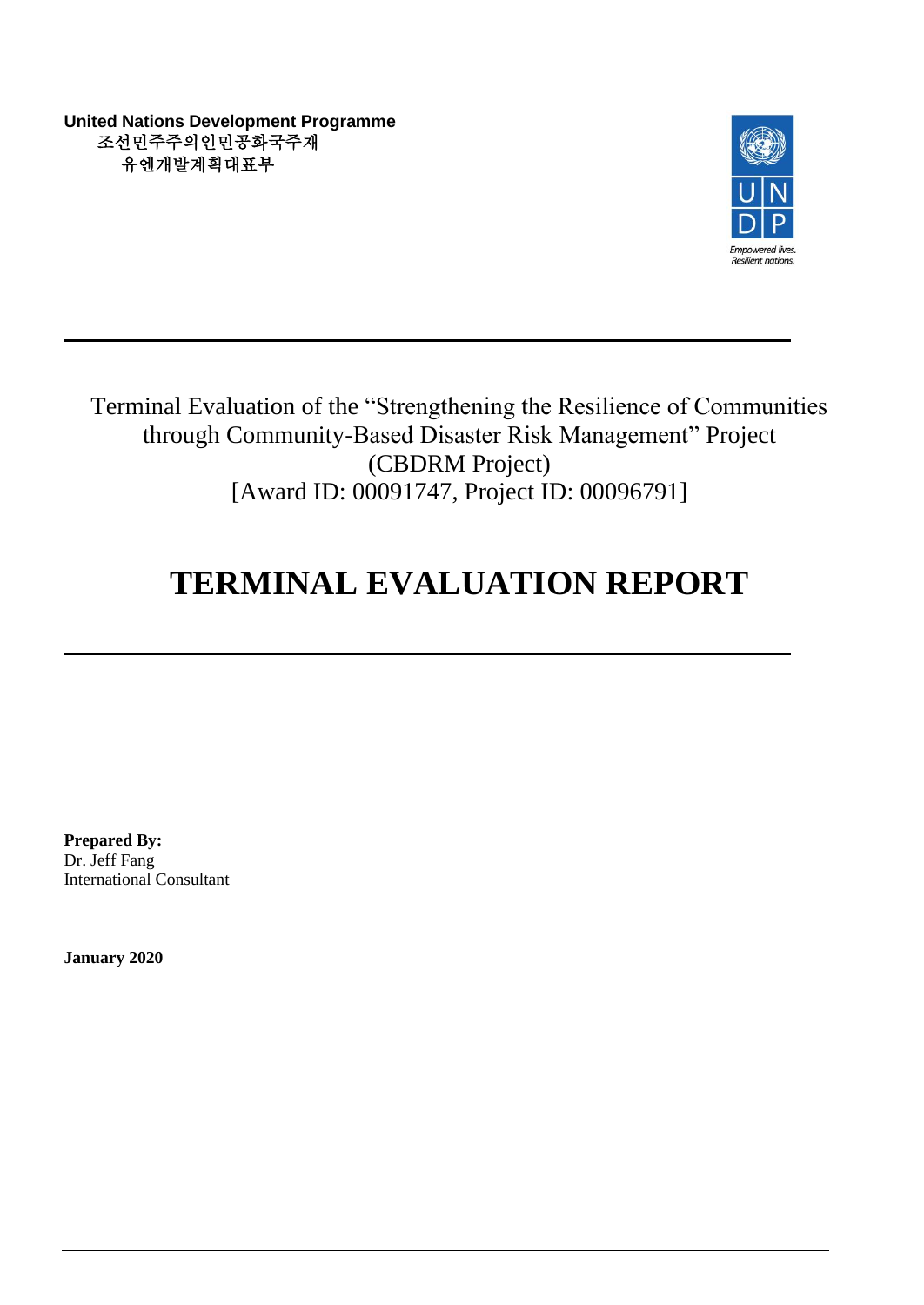**United Nations Development Programme**
조선민주주의인민공화국주재
유엔개발계획대표부

Terminal Evaluation of the "Strengthening the Resilience of Communities through Community-Based Disaster Risk Management" Project (CBDRM Project)
[Award ID: 00091747, Project ID: 00096791]

# TERMINAL EVALUATION REPORT

**Prepared By:**
Dr. Jeff Fang
International Consultant

**January 2020**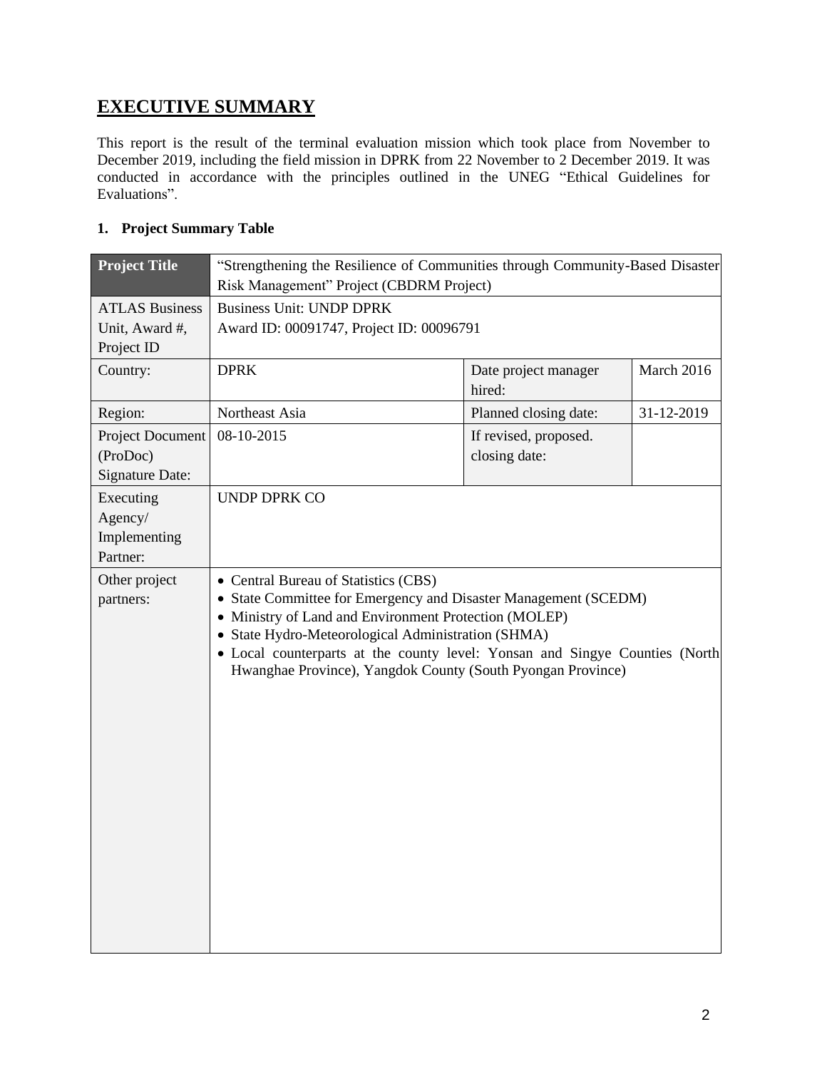# EXECUTIVE SUMMARY

This report is the result of the terminal evaluation mission which took place from November to December 2019, including the field mission in DPRK from 22 November to 2 December 2019. It was conducted in accordance with the principles outlined in the UNEG "Ethical Guidelines for Evaluations".

### 1. Project Summary Table

| **Project Title** | "Strengthening the Resilience of Communities through Community-Based Disaster Risk Management" Project (CBDRM Project) | | |
|---|---|---|---|
| ATLAS Business Unit, Award #, Project ID | Business Unit: UNDP DPRK<br>Award ID: 00091747, Project ID: 00096791 | | |
| Country: | DPRK | Date project manager hired: | March 2016 |
| Region: | Northeast Asia | Planned closing date: | 31-12-2019 |
| Project Document (ProDoc) Signature Date: | 08-10-2015 | If revised, proposed. closing date: | |
| Executing Agency/ Implementing Partner: | UNDP DPRK CO | | |
| Other project partners: | • Central Bureau of Statistics (CBS)<br>• State Committee for Emergency and Disaster Management (SCEDM)<br>• Ministry of Land and Environment Protection (MOLEP)<br>• State Hydro-Meteorological Administration (SHMA)<br>• Local counterparts at the county level: Yonsan and Singye Counties (North Hwanghae Province), Yangdok County (South Pyongan Province) | | |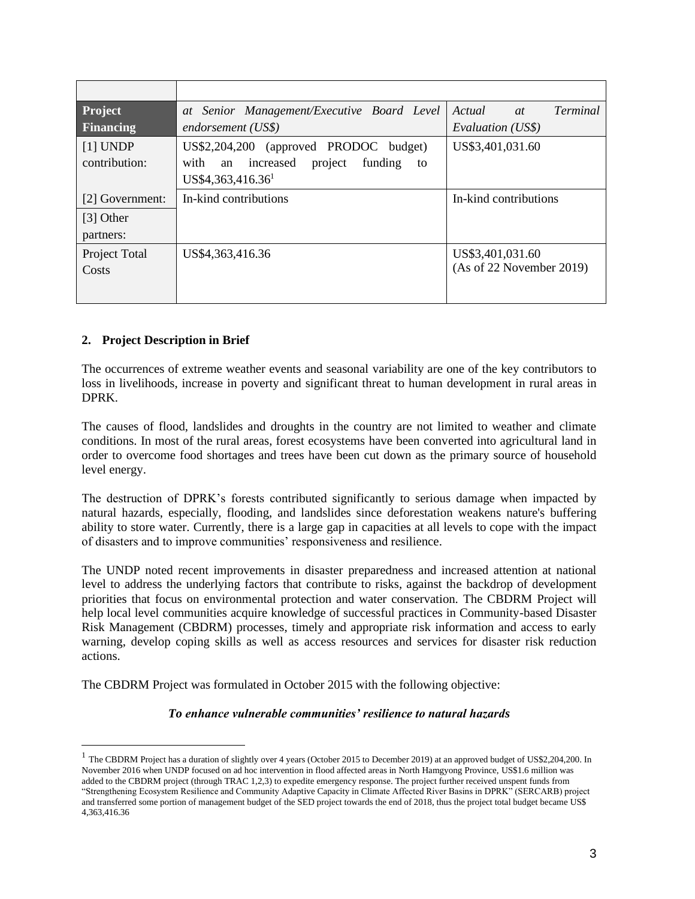| | | |
|---|---|---|
| **Project Financing** | *at Senior Management/Executive Board Level endorsement (US$)* | *Actual at Terminal Evaluation (US$)* |
| [1] UNDP contribution: | US$2,204,200 (approved PRODOC budget) with an increased project funding to US$4,363,416.36[1] | US$3,401,031.60 |
| [2] Government: | In-kind contributions | In-kind contributions |
| [3] Other partners: | | |
| Project Total Costs | US$4,363,416.36 | US$3,401,031.60 (As of 22 November 2019) |

## 2. Project Description in Brief

The occurrences of extreme weather events and seasonal variability are one of the key contributors to loss in livelihoods, increase in poverty and significant threat to human development in rural areas in DPRK.

The causes of flood, landslides and droughts in the country are not limited to weather and climate conditions. In most of the rural areas, forest ecosystems have been converted into agricultural land in order to overcome food shortages and trees have been cut down as the primary source of household level energy.

The destruction of DPRK's forests contributed significantly to serious damage when impacted by natural hazards, especially, flooding, and landslides since deforestation weakens nature's buffering ability to store water. Currently, there is a large gap in capacities at all levels to cope with the impact of disasters and to improve communities' responsiveness and resilience.

The UNDP noted recent improvements in disaster preparedness and increased attention at national level to address the underlying factors that contribute to risks, against the backdrop of development priorities that focus on environmental protection and water conservation. The CBDRM Project will help local level communities acquire knowledge of successful practices in Community-based Disaster Risk Management (CBDRM) processes, timely and appropriate risk information and access to early warning, develop coping skills as well as access resources and services for disaster risk reduction actions.

The CBDRM Project was formulated in October 2015 with the following objective:

***To enhance vulnerable communities' resilience to natural hazards***

[1] The CBDRM Project has a duration of slightly over 4 years (October 2015 to December 2019) at an approved budget of US$2,204,200. In November 2016 when UNDP focused on ad hoc intervention in flood affected areas in North Hamgyong Province, US$1.6 million was added to the CBDRM project (through TRAC 1,2,3) to expedite emergency response. The project further received unspent funds from "Strengthening Ecosystem Resilience and Community Adaptive Capacity in Climate Affected River Basins in DPRK" (SERCARB) project and transferred some portion of management budget of the SED project towards the end of 2018, thus the project total budget became US$ 4,363,416.36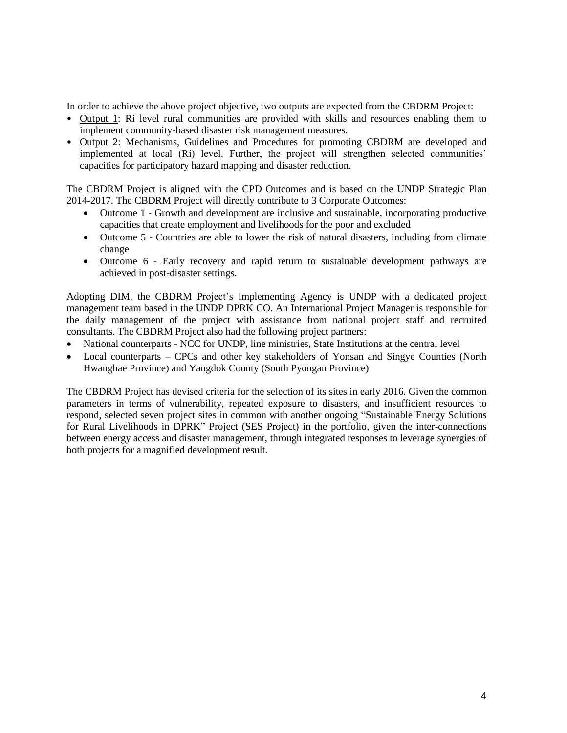In order to achieve the above project objective, two outputs are expected from the CBDRM Project:

- Output 1: Ri level rural communities are provided with skills and resources enabling them to implement community-based disaster risk management measures.
- Output 2: Mechanisms, Guidelines and Procedures for promoting CBDRM are developed and implemented at local (Ri) level. Further, the project will strengthen selected communities' capacities for participatory hazard mapping and disaster reduction.

The CBDRM Project is aligned with the CPD Outcomes and is based on the UNDP Strategic Plan 2014-2017. The CBDRM Project will directly contribute to 3 Corporate Outcomes:

- Outcome 1 - Growth and development are inclusive and sustainable, incorporating productive capacities that create employment and livelihoods for the poor and excluded
- Outcome 5 - Countries are able to lower the risk of natural disasters, including from climate change
- Outcome 6 - Early recovery and rapid return to sustainable development pathways are achieved in post-disaster settings.

Adopting DIM, the CBDRM Project's Implementing Agency is UNDP with a dedicated project management team based in the UNDP DPRK CO. An International Project Manager is responsible for the daily management of the project with assistance from national project staff and recruited consultants. The CBDRM Project also had the following project partners:

- National counterparts - NCC for UNDP, line ministries, State Institutions at the central level
- Local counterparts – CPCs and other key stakeholders of Yonsan and Singye Counties (North Hwanghae Province) and Yangdok County (South Pyongan Province)

The CBDRM Project has devised criteria for the selection of its sites in early 2016. Given the common parameters in terms of vulnerability, repeated exposure to disasters, and insufficient resources to respond, selected seven project sites in common with another ongoing "Sustainable Energy Solutions for Rural Livelihoods in DPRK" Project (SES Project) in the portfolio, given the inter-connections between energy access and disaster management, through integrated responses to leverage synergies of both projects for a magnified development result.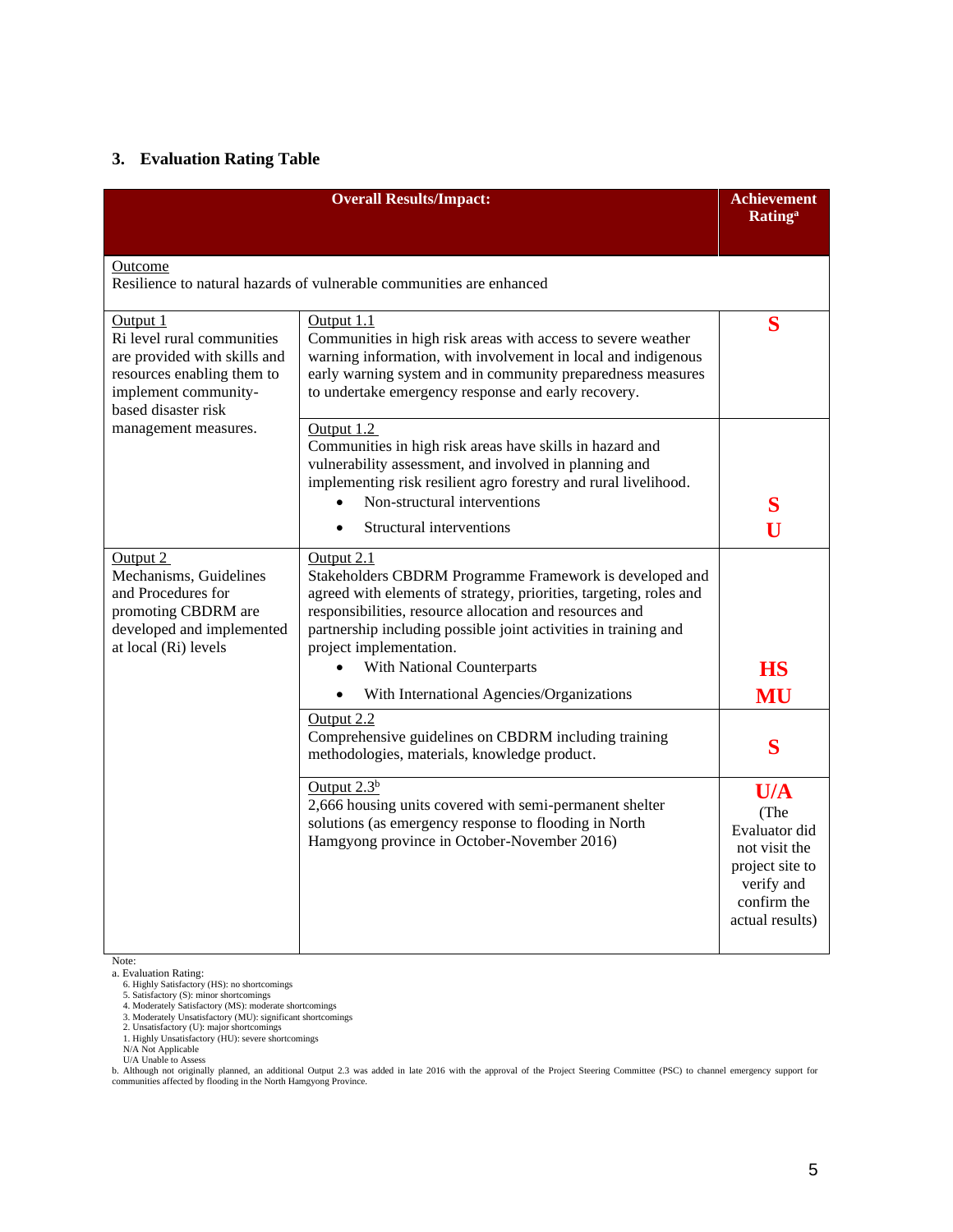## 3. Evaluation Rating Table

| Overall Results/Impact: | | Achievement Rating[a] |
|---|---|---|
| Outcome<br>Resilience to natural hazards of vulnerable communities are enhanced | | |
| Output 1<br>Ri level rural communities are provided with skills and resources enabling them to implement community-based disaster risk management measures. | Output 1.1<br>Communities in high risk areas with access to severe weather warning information, with involvement in local and indigenous early warning system and in community preparedness measures to undertake emergency response and early recovery. | **S** |
| | Output 1.2<br>Communities in high risk areas have skills in hazard and vulnerability assessment, and involved in planning and implementing risk resilient agro forestry and rural livelihood.<br>• Non-structural interventions<br>• Structural interventions | **S**<br>**U** |
| Output 2<br>Mechanisms, Guidelines and Procedures for promoting CBDRM are developed and implemented at local (Ri) levels | Output 2.1<br>Stakeholders CBDRM Programme Framework is developed and agreed with elements of strategy, priorities, targeting, roles and responsibilities, resource allocation and resources and partnership including possible joint activities in training and project implementation.<br>• With National Counterparts<br>• With International Agencies/Organizations | **HS**<br>**MU** |
| | Output 2.2<br>Comprehensive guidelines on CBDRM including training methodologies, materials, knowledge product. | **S** |
| | Output 2.3[b]<br>2,666 housing units covered with semi-permanent shelter solutions (as emergency response to flooding in North Hamgyong province in October-November 2016) | **U/A**<br>(The Evaluator did not visit the project site to verify and confirm the actual results) |

Note:

a. Evaluation Rating:
- 6. Highly Satisfactory (HS): no shortcomings
- 5. Satisfactory (S): minor shortcomings
- 4. Moderately Satisfactory (MS): moderate shortcomings
- 3. Moderately Unsatisfactory (MU): significant shortcomings
- 2. Unsatisfactory (U): major shortcomings
- 1. Highly Unsatisfactory (HU): severe shortcomings
- N/A Not Applicable
- U/A Unable to Assess

b. Although not originally planned, an additional Output 2.3 was added in late 2016 with the approval of the Project Steering Committee (PSC) to channel emergency support for communities affected by flooding in the North Hamgyong Province.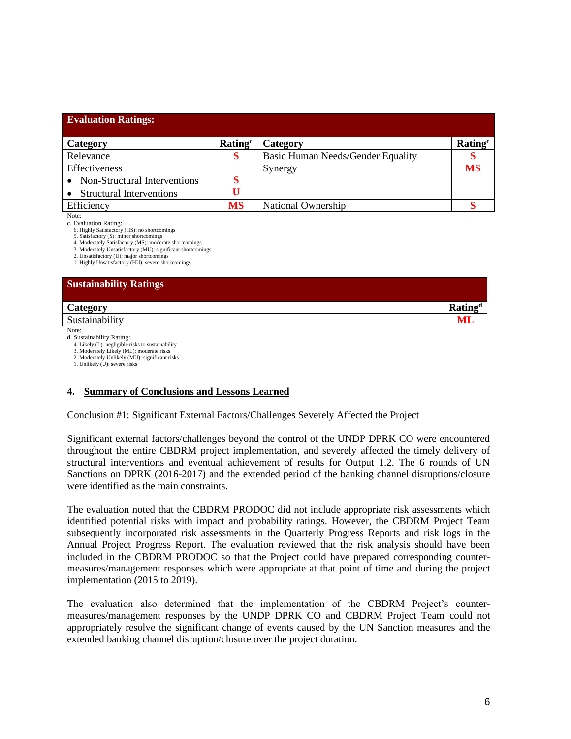| Evaluation Ratings: | | | |
|---|---|---|---|
| **Category** | **Rating[c]** | **Category** | **Rating[c]** |
| Relevance | **S** | Basic Human Needs/Gender Equality | **S** |
| Effectiveness | | Synergy | **MS** |
| • Non-Structural Interventions | **S** | | |
| • Structural Interventions | **U** | | |
| Efficiency | **MS** | National Ownership | **S** |

Note:
c. Evaluation Rating:
6. Highly Satisfactory (HS): no shortcomings
5. Satisfactory (S): minor shortcomings
4. Moderately Satisfactory (MS): moderate shortcomings
3. Moderately Unsatisfactory (MU): significant shortcomings
2. Unsatisfactory (U): major shortcomings
1. Highly Unsatisfactory (HU): severe shortcomings

| Sustainability Ratings | |
|---|---|
| **Category** | **Rating[d]** |
| Sustainability | **ML** |

Note:
d. Sustainability Rating:
4. Likely (L): negligible risks to sustainability
3. Moderately Likely (ML): moderate risks
2. Moderately Unlikely (MU): significant risks
1. Unlikely (U): severe risks

## 4. Summary of Conclusions and Lessons Learned

Conclusion #1: Significant External Factors/Challenges Severely Affected the Project

Significant external factors/challenges beyond the control of the UNDP DPRK CO were encountered throughout the entire CBDRM project implementation, and severely affected the timely delivery of structural interventions and eventual achievement of results for Output 1.2. The 6 rounds of UN Sanctions on DPRK (2016-2017) and the extended period of the banking channel disruptions/closure were identified as the main constraints.

The evaluation noted that the CBDRM PRODOC did not include appropriate risk assessments which identified potential risks with impact and probability ratings. However, the CBDRM Project Team subsequently incorporated risk assessments in the Quarterly Progress Reports and risk logs in the Annual Project Progress Report. The evaluation reviewed that the risk analysis should have been included in the CBDRM PRODOC so that the Project could have prepared corresponding counter-measures/management responses which were appropriate at that point of time and during the project implementation (2015 to 2019).

The evaluation also determined that the implementation of the CBDRM Project's counter-measures/management responses by the UNDP DPRK CO and CBDRM Project Team could not appropriately resolve the significant change of events caused by the UN Sanction measures and the extended banking channel disruption/closure over the project duration.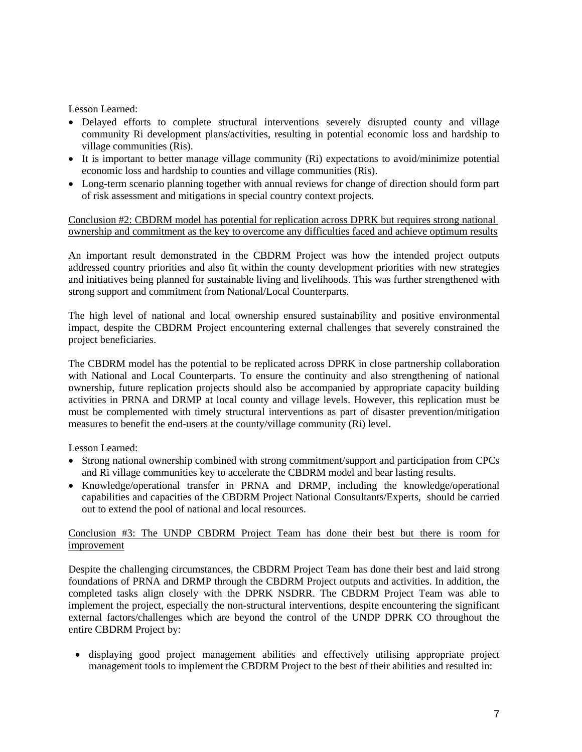Lesson Learned:

- Delayed efforts to complete structural interventions severely disrupted county and village community Ri development plans/activities, resulting in potential economic loss and hardship to village communities (Ris).
- It is important to better manage village community (Ri) expectations to avoid/minimize potential economic loss and hardship to counties and village communities (Ris).
- Long-term scenario planning together with annual reviews for change of direction should form part of risk assessment and mitigations in special country context projects.

<u>Conclusion #2: CBDRM model has potential for replication across DPRK but requires strong national ownership and commitment as the key to overcome any difficulties faced and achieve optimum results</u>

An important result demonstrated in the CBDRM Project was how the intended project outputs addressed country priorities and also fit within the county development priorities with new strategies and initiatives being planned for sustainable living and livelihoods. This was further strengthened with strong support and commitment from National/Local Counterparts.

The high level of national and local ownership ensured sustainability and positive environmental impact, despite the CBDRM Project encountering external challenges that severely constrained the project beneficiaries.

The CBDRM model has the potential to be replicated across DPRK in close partnership collaboration with National and Local Counterparts. To ensure the continuity and also strengthening of national ownership, future replication projects should also be accompanied by appropriate capacity building activities in PRNA and DRMP at local county and village levels. However, this replication must be must be complemented with timely structural interventions as part of disaster prevention/mitigation measures to benefit the end-users at the county/village community (Ri) level.

Lesson Learned:

- Strong national ownership combined with strong commitment/support and participation from CPCs and Ri village communities key to accelerate the CBDRM model and bear lasting results.
- Knowledge/operational transfer in PRNA and DRMP, including the knowledge/operational capabilities and capacities of the CBDRM Project National Consultants/Experts, should be carried out to extend the pool of national and local resources.

<u>Conclusion #3: The UNDP CBDRM Project Team has done their best but there is room for improvement</u>

Despite the challenging circumstances, the CBDRM Project Team has done their best and laid strong foundations of PRNA and DRMP through the CBDRM Project outputs and activities. In addition, the completed tasks align closely with the DPRK NSDRR. The CBDRM Project Team was able to implement the project, especially the non-structural interventions, despite encountering the significant external factors/challenges which are beyond the control of the UNDP DPRK CO throughout the entire CBDRM Project by:

- displaying good project management abilities and effectively utilising appropriate project management tools to implement the CBDRM Project to the best of their abilities and resulted in: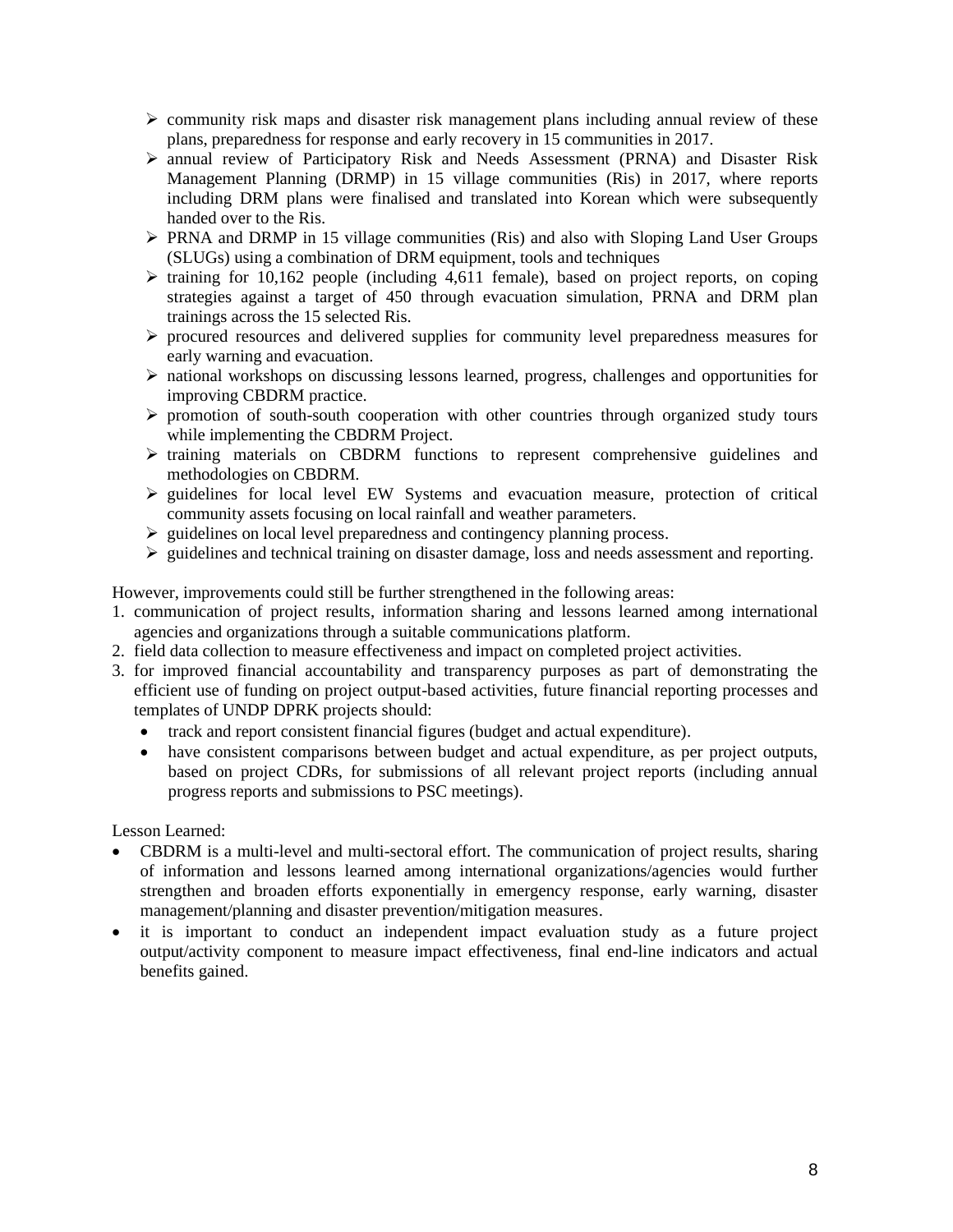- community risk maps and disaster risk management plans including annual review of these plans, preparedness for response and early recovery in 15 communities in 2017.
- annual review of Participatory Risk and Needs Assessment (PRNA) and Disaster Risk Management Planning (DRMP) in 15 village communities (Ris) in 2017, where reports including DRM plans were finalised and translated into Korean which were subsequently handed over to the Ris.
- PRNA and DRMP in 15 village communities (Ris) and also with Sloping Land User Groups (SLUGs) using a combination of DRM equipment, tools and techniques
- training for 10,162 people (including 4,611 female), based on project reports, on coping strategies against a target of 450 through evacuation simulation, PRNA and DRM plan trainings across the 15 selected Ris.
- procured resources and delivered supplies for community level preparedness measures for early warning and evacuation.
- national workshops on discussing lessons learned, progress, challenges and opportunities for improving CBDRM practice.
- promotion of south-south cooperation with other countries through organized study tours while implementing the CBDRM Project.
- training materials on CBDRM functions to represent comprehensive guidelines and methodologies on CBDRM.
- guidelines for local level EW Systems and evacuation measure, protection of critical community assets focusing on local rainfall and weather parameters.
- guidelines on local level preparedness and contingency planning process.
- guidelines and technical training on disaster damage, loss and needs assessment and reporting.

However, improvements could still be further strengthened in the following areas:

1. communication of project results, information sharing and lessons learned among international agencies and organizations through a suitable communications platform.
2. field data collection to measure effectiveness and impact on completed project activities.
3. for improved financial accountability and transparency purposes as part of demonstrating the efficient use of funding on project output-based activities, future financial reporting processes and templates of UNDP DPRK projects should:
   - track and report consistent financial figures (budget and actual expenditure).
   - have consistent comparisons between budget and actual expenditure, as per project outputs, based on project CDRs, for submissions of all relevant project reports (including annual progress reports and submissions to PSC meetings).

Lesson Learned:

- CBDRM is a multi-level and multi-sectoral effort. The communication of project results, sharing of information and lessons learned among international organizations/agencies would further strengthen and broaden efforts exponentially in emergency response, early warning, disaster management/planning and disaster prevention/mitigation measures.
- it is important to conduct an independent impact evaluation study as a future project output/activity component to measure impact effectiveness, final end-line indicators and actual benefits gained.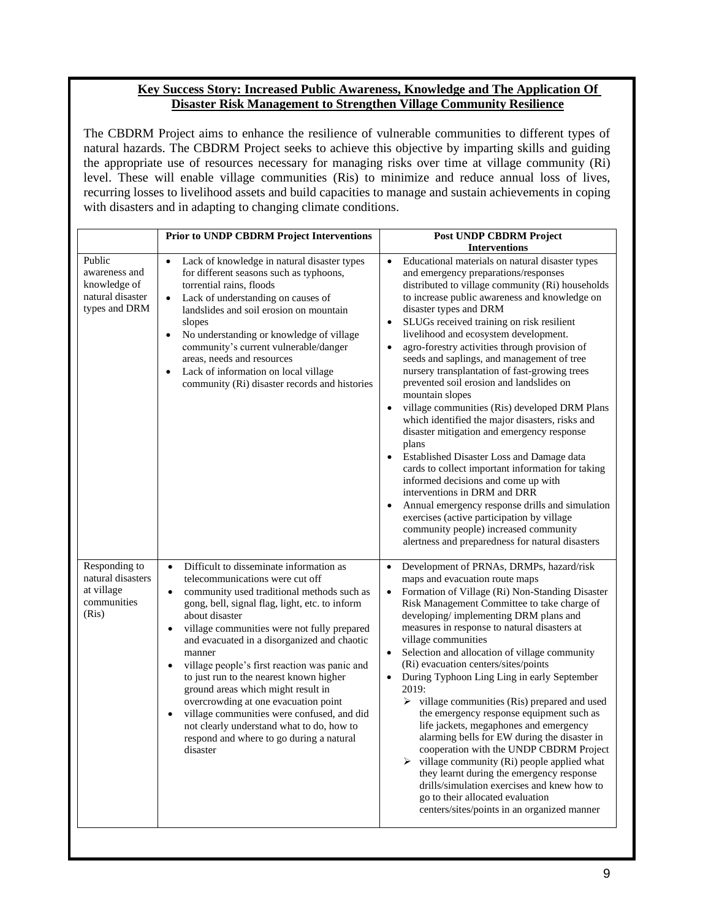**Key Success Story: Increased Public Awareness, Knowledge and The Application Of Disaster Risk Management to Strengthen Village Community Resilience**

The CBDRM Project aims to enhance the resilience of vulnerable communities to different types of natural hazards. The CBDRM Project seeks to achieve this objective by imparting skills and guiding the appropriate use of resources necessary for managing risks over time at village community (Ri) level. These will enable village communities (Ris) to minimize and reduce annual loss of lives, recurring losses to livelihood assets and build capacities to manage and sustain achievements in coping with disasters and in adapting to changing climate conditions.

| | Prior to UNDP CBDRM Project Interventions | Post UNDP CBDRM Project Interventions |
|---|---|---|
| Public awareness and knowledge of natural disaster types and DRM | • Lack of knowledge in natural disaster types for different seasons such as typhoons, torrential rains, floods<br>• Lack of understanding on causes of landslides and soil erosion on mountain slopes<br>• No understanding or knowledge of village community's current vulnerable/danger areas, needs and resources<br>• Lack of information on local village community (Ri) disaster records and histories | • Educational materials on natural disaster types and emergency preparations/responses distributed to village community (Ri) households to increase public awareness and knowledge on disaster types and DRM<br>• SLUGs received training on risk resilient livelihood and ecosystem development.<br>• agro-forestry activities through provision of seeds and saplings, and management of tree nursery transplantation of fast-growing trees prevented soil erosion and landslides on mountain slopes<br>• village communities (Ris) developed DRM Plans which identified the major disasters, risks and disaster mitigation and emergency response plans<br>• Established Disaster Loss and Damage data cards to collect important information for taking informed decisions and come up with interventions in DRM and DRR<br>• Annual emergency response drills and simulation exercises (active participation by village community people) increased community alertness and preparedness for natural disasters |
| Responding to natural disasters at village communities (Ris) | • Difficult to disseminate information as telecommunications were cut off<br>• community used traditional methods such as gong, bell, signal flag, light, etc. to inform about disaster<br>• village communities were not fully prepared and evacuated in a disorganized and chaotic manner<br>• village people's first reaction was panic and to just run to the nearest known higher ground areas which might result in overcrowding at one evacuation point<br>• village communities were confused, and did not clearly understand what to do, how to respond and where to go during a natural disaster | • Development of PRNAs, DRMPs, hazard/risk maps and evacuation route maps<br>• Formation of Village (Ri) Non-Standing Disaster Risk Management Committee to take charge of developing/ implementing DRM plans and measures in response to natural disasters at village communities<br>• Selection and allocation of village community (Ri) evacuation centers/sites/points<br>• During Typhoon Ling Ling in early September 2019:<br>➢ village communities (Ris) prepared and used the emergency response equipment such as life jackets, megaphones and emergency alarming bells for EW during the disaster in cooperation with the UNDP CBDRM Project<br>➢ village community (Ri) people applied what they learnt during the emergency response drills/simulation exercises and knew how to go to their allocated evaluation centers/sites/points in an organized manner |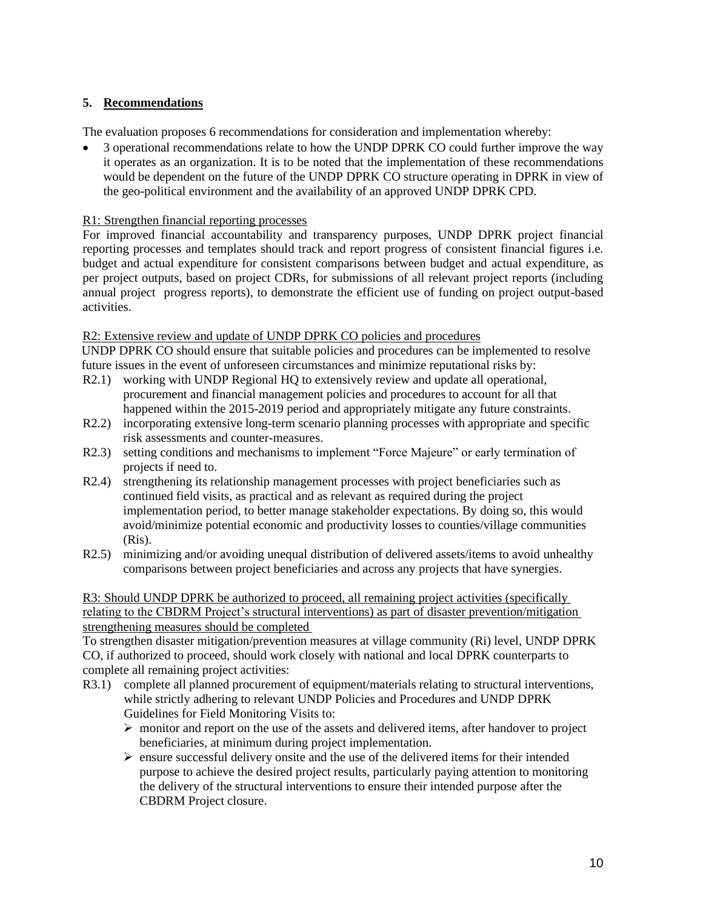## 5. Recommendations

The evaluation proposes 6 recommendations for consideration and implementation whereby:

- 3 operational recommendations relate to how the UNDP DPRK CO could further improve the way it operates as an organization. It is to be noted that the implementation of these recommendations would be dependent on the future of the UNDP DPRK CO structure operating in DPRK in view of the geo-political environment and the availability of an approved UNDP DPRK CPD.

R1: Strengthen financial reporting processes

For improved financial accountability and transparency purposes, UNDP DPRK project financial reporting processes and templates should track and report progress of consistent financial figures i.e. budget and actual expenditure for consistent comparisons between budget and actual expenditure, as per project outputs, based on project CDRs, for submissions of all relevant project reports (including annual project progress reports), to demonstrate the efficient use of funding on project output-based activities.

R2: Extensive review and update of UNDP DPRK CO policies and procedures

UNDP DPRK CO should ensure that suitable policies and procedures can be implemented to resolve future issues in the event of unforeseen circumstances and minimize reputational risks by:

R2.1) working with UNDP Regional HQ to extensively review and update all operational, procurement and financial management policies and procedures to account for all that happened within the 2015-2019 period and appropriately mitigate any future constraints.

R2.2) incorporating extensive long-term scenario planning processes with appropriate and specific risk assessments and counter-measures.

R2.3) setting conditions and mechanisms to implement "Force Majeure" or early termination of projects if need to.

R2.4) strengthening its relationship management processes with project beneficiaries such as continued field visits, as practical and as relevant as required during the project implementation period, to better manage stakeholder expectations. By doing so, this would avoid/minimize potential economic and productivity losses to counties/village communities (Ris).

R2.5) minimizing and/or avoiding unequal distribution of delivered assets/items to avoid unhealthy comparisons between project beneficiaries and across any projects that have synergies.

R3: Should UNDP DPRK be authorized to proceed, all remaining project activities (specifically relating to the CBDRM Project's structural interventions) as part of disaster prevention/mitigation strengthening measures should be completed

To strengthen disaster mitigation/prevention measures at village community (Ri) level, UNDP DPRK CO, if authorized to proceed, should work closely with national and local DPRK counterparts to complete all remaining project activities:

R3.1) complete all planned procurement of equipment/materials relating to structural interventions, while strictly adhering to relevant UNDP Policies and Procedures and UNDP DPRK Guidelines for Field Monitoring Visits to:

- monitor and report on the use of the assets and delivered items, after handover to project beneficiaries, at minimum during project implementation.
- ensure successful delivery onsite and the use of the delivered items for their intended purpose to achieve the desired project results, particularly paying attention to monitoring the delivery of the structural interventions to ensure their intended purpose after the CBDRM Project closure.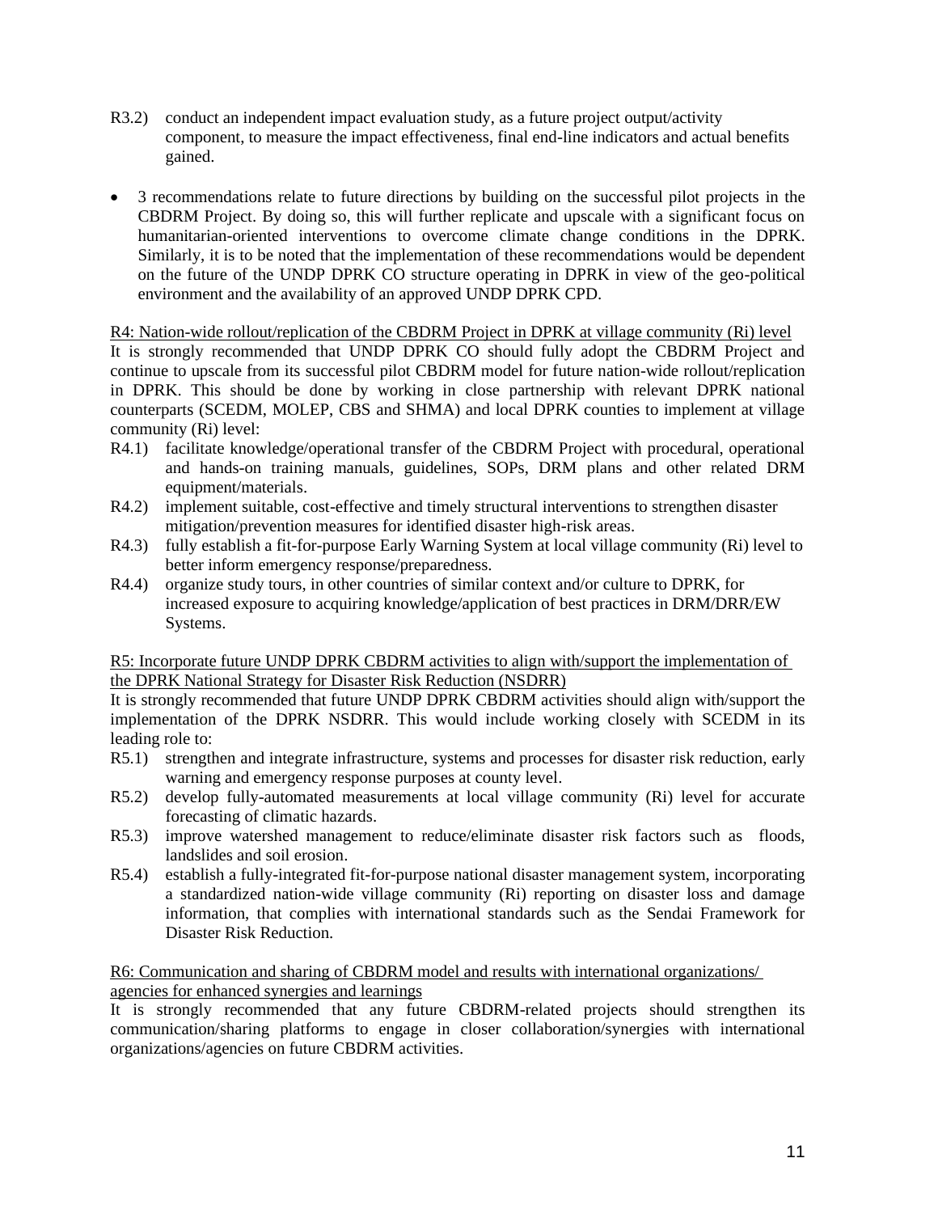R3.2) conduct an independent impact evaluation study, as a future project output/activity component, to measure the impact effectiveness, final end-line indicators and actual benefits gained.

- 3 recommendations relate to future directions by building on the successful pilot projects in the CBDRM Project. By doing so, this will further replicate and upscale with a significant focus on humanitarian-oriented interventions to overcome climate change conditions in the DPRK. Similarly, it is to be noted that the implementation of these recommendations would be dependent on the future of the UNDP DPRK CO structure operating in DPRK in view of the geo-political environment and the availability of an approved UNDP DPRK CPD.

<u>R4: Nation-wide rollout/replication of the CBDRM Project in DPRK at village community (Ri) level</u>

It is strongly recommended that UNDP DPRK CO should fully adopt the CBDRM Project and continue to upscale from its successful pilot CBDRM model for future nation-wide rollout/replication in DPRK. This should be done by working in close partnership with relevant DPRK national counterparts (SCEDM, MOLEP, CBS and SHMA) and local DPRK counties to implement at village community (Ri) level:

R4.1) facilitate knowledge/operational transfer of the CBDRM Project with procedural, operational and hands-on training manuals, guidelines, SOPs, DRM plans and other related DRM equipment/materials.

R4.2) implement suitable, cost-effective and timely structural interventions to strengthen disaster mitigation/prevention measures for identified disaster high-risk areas.

R4.3) fully establish a fit-for-purpose Early Warning System at local village community (Ri) level to better inform emergency response/preparedness.

R4.4) organize study tours, in other countries of similar context and/or culture to DPRK, for increased exposure to acquiring knowledge/application of best practices in DRM/DRR/EW Systems.

<u>R5: Incorporate future UNDP DPRK CBDRM activities to align with/support the implementation of the DPRK National Strategy for Disaster Risk Reduction (NSDRR)</u>

It is strongly recommended that future UNDP DPRK CBDRM activities should align with/support the implementation of the DPRK NSDRR. This would include working closely with SCEDM in its leading role to:

R5.1) strengthen and integrate infrastructure, systems and processes for disaster risk reduction, early warning and emergency response purposes at county level.

R5.2) develop fully-automated measurements at local village community (Ri) level for accurate forecasting of climatic hazards.

R5.3) improve watershed management to reduce/eliminate disaster risk factors such as floods, landslides and soil erosion.

R5.4) establish a fully-integrated fit-for-purpose national disaster management system, incorporating a standardized nation-wide village community (Ri) reporting on disaster loss and damage information, that complies with international standards such as the Sendai Framework for Disaster Risk Reduction.

<u>R6: Communication and sharing of CBDRM model and results with international organizations/ agencies for enhanced synergies and learnings</u>

It is strongly recommended that any future CBDRM-related projects should strengthen its communication/sharing platforms to engage in closer collaboration/synergies with international organizations/agencies on future CBDRM activities.